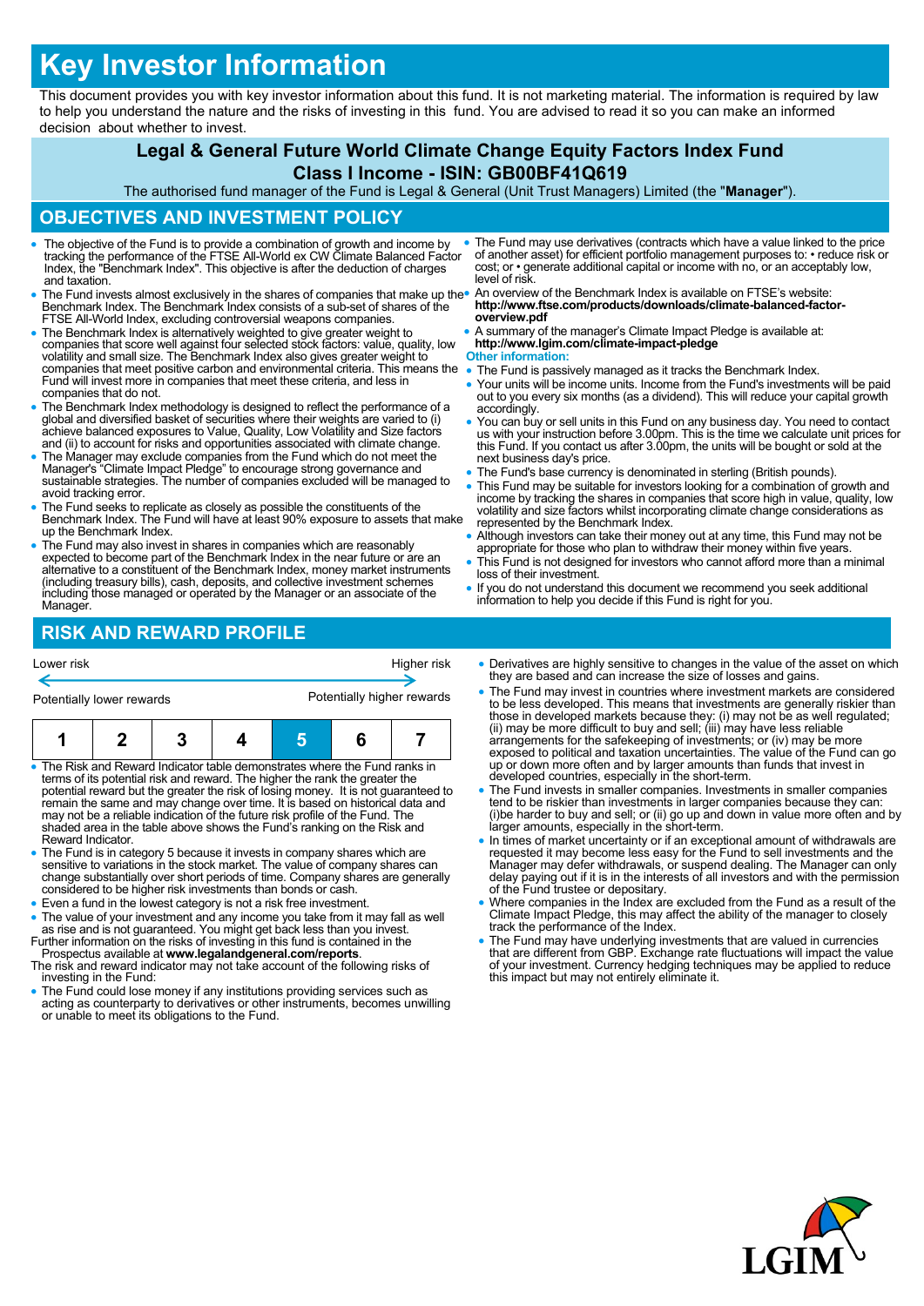# Key Investor Information

This document provides you with key investor information about this fund. It is not marketing material. The information is required by law to help you understand the nature and the risks of investing in this fund. You are advised to read it so you can make an informed decision about whether to invest.

## Legal & General Future World Climate Change Equity Factors Index Fund

### Class I Income - ISIN: GB00BF41Q619

The authorised fund manager of the Fund is Legal & General (Unit Trust Managers) Limited (the "**Manager**").

## OBJECTIVES AND INVESTMENT POLICY

- The objective of the Fund is to provide a combination of growth and income by tracking the performance of the FTSE All-World ex CW Climate Balanced Factor Index, the "Benchmark Index". This objective is after the deduction of charges and taxation.
- The Fund invests almost exclusively in the shares of companies that make up the Benchmark Index. The Benchmark Index consists of a sub-set of shares of the FTSE All-World Index, excluding controversial weapons companies.
- The Benchmark Index is alternatively weighted to give greater weight to companies that score well against four selected stock factors: value, quality, low volatility and small size. The Benchmark Index also gives greater weight to companies that meet positive carbon and environmental criteria. This means the Fund will invest more in companies that meet these criteria, and less in companies that do not.
- The Benchmark Index methodology is designed to reflect the performance of a global and diversified basket of securities where their weights are varied to (i) achieve balanced exposures to Value, Quality, Low Volatility and Size factors and (ii) to account for risks and opportunities associated with climate change.
- The Manager may exclude companies from the Fund which do not meet the Manager's "Climate Impact Pledge" to encourage strong governance and sustainable strategies. The number of companies excluded will be managed to avoid tracking error.
- The Fund seeks to replicate as closely as possible the constituents of the Benchmark Index. The Fund will have at least 90% exposure to assets that make up the Benchmark Index.
- The Fund may also invest in shares in companies which are reasonably expected to become part of the Benchmark Index in the near future or are an alternative to a constituent of the Benchmark Index, money market instruments (including treasury bills), cash, deposits, and collective investment schemes including those managed or operated by the Manager or an associate of the Manager.
- The Fund may use derivatives (contracts which have a value linked to the price of another asset) for efficient portfolio management purposes to: • reduce risk or cost; or • generate additional capital or income with no, or an acceptably low, level of risk.
- An overview of the Benchmark Index is available on FTSE's website: **http://www.ftse.com/products/downloads/climate-balanced-factor-overview.pdf**
- A summary of the manager's Climate Impact Pledge is available at: **http://www.lgim.com/climate-impact-pledge**

**Other information:**

- The Fund is passively managed as it tracks the Benchmark Index.
- Your units will be income units. Income from the Fund's investments will be paid out to you every six months (as a dividend). This will reduce your capital growth accordingly.
- You can buy or sell units in this Fund on any business day. You need to contact us with your instruction before 3.00pm. This is the time we calculate unit prices for this Fund. If you contact us after 3.00pm, the units will be bought or sold at the next business day's price.
- The Fund's base currency is denominated in sterling (British pounds).
- This Fund may be suitable for investors looking for a combination of growth and income by tracking the shares in companies that score high in value, quality, low volatility and size factors whilst incorporating climate change considerations as represented by the Benchmark Index.
- Although investors can take their money out at any time, this Fund may not be appropriate for those who plan to withdraw their money within five years.
- This Fund is not designed for investors who cannot afford more than a minimal loss of their investment.
- If you do not understand this document we recommend you seek additional information to help you decide if this Fund is right for you.

## RISK AND REWARD PROFILE

Lower risk ← → Higher risk

Potentially lower rewards — Potentially higher rewards

| 1 | 2 | 3 | 4 | **5** | 6 | 7 |
|---|---|---|---|---|---|---|

- The Risk and Reward Indicator table demonstrates where the Fund ranks in terms of its potential risk and reward. The higher the rank the greater the potential reward but the greater the risk of losing money. It is not guaranteed to remain the same and may change over time. It is based on historical data and may not be a reliable indication of the future risk profile of the Fund. The shaded area in the table above shows the Fund's ranking on the Risk and Reward Indicator.
- The Fund is in category 5 because it invests in company shares which are sensitive to variations in the stock market. The value of company shares can change substantially over short periods of time. Company shares are generally considered to be higher risk investments than bonds or cash.
- Even a fund in the lowest category is not a risk free investment.
- The value of your investment and any income you take from it may fall as well as rise and is not guaranteed. You might get back less than you invest.

Further information on the risks of investing in this fund is contained in the Prospectus available at **www.legalandgeneral.com/reports**.

The risk and reward indicator may not take account of the following risks of investing in the Fund:

- The Fund could lose money if any institutions providing services such as acting as counterparty to derivatives or other instruments, becomes unwilling or unable to meet its obligations to the Fund.
- Derivatives are highly sensitive to changes in the value of the asset on which they are based and can increase the size of losses and gains.
- The Fund may invest in countries where investment markets are considered to be less developed. This means that investments are generally riskier than those in developed markets because they: (i) may not be as well regulated; (ii) may be more difficult to buy and sell; (iii) may have less reliable arrangements for the safekeeping of investments; or (iv) may be more exposed to political and taxation uncertainties. The value of the Fund can go up or down more often and by larger amounts than funds that invest in developed countries, especially in the short-term.
- The Fund invests in smaller companies. Investments in smaller companies tend to be riskier than investments in larger companies because they can: (i)be harder to buy and sell; or (ii) go up and down in value more often and by larger amounts, especially in the short-term.
- In times of market uncertainty or if an exceptional amount of withdrawals are requested it may become less easy for the Fund to sell investments and the Manager may defer withdrawals, or suspend dealing. The Manager can only delay paying out if it is in the interests of all investors and with the permission of the Fund trustee or depositary.
- Where companies in the Index are excluded from the Fund as a result of the Climate Impact Pledge, this may affect the ability of the manager to closely track the performance of the Index.
- The Fund may have underlying investments that are valued in currencies that are different from GBP. Exchange rate fluctuations will impact the value of your investment. Currency hedging techniques may be applied to reduce this impact but may not entirely eliminate it.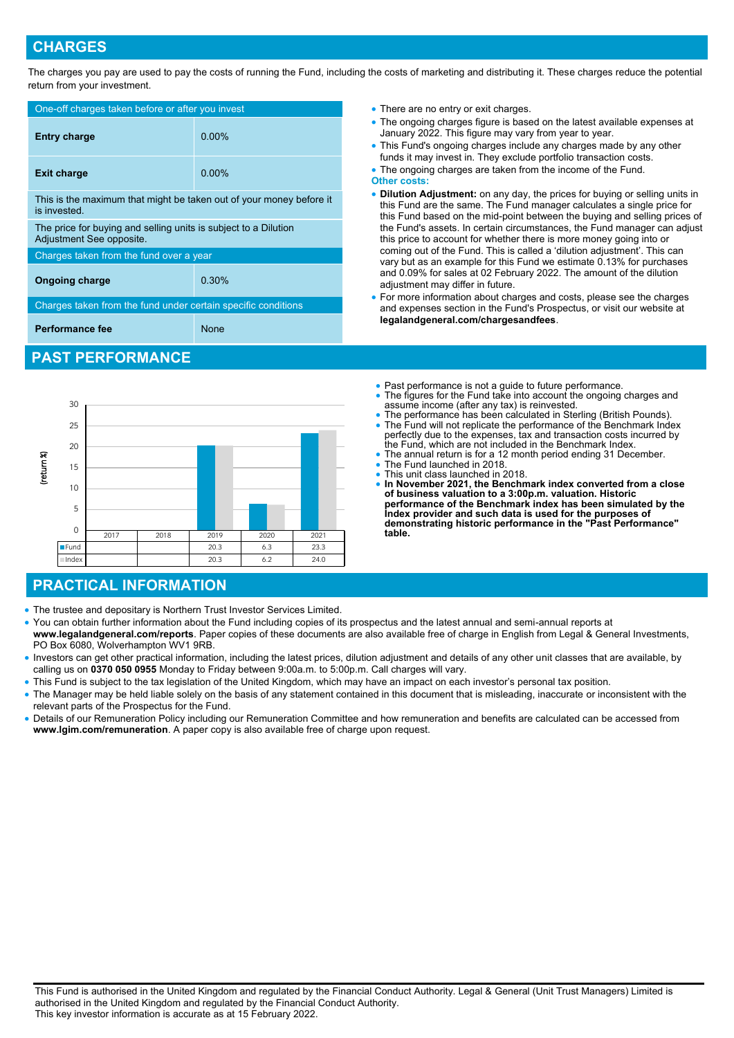## CHARGES

The charges you pay are used to pay the costs of running the Fund, including the costs of marketing and distributing it. These charges reduce the potential return from your investment.

| One-off charges taken before or after you invest | |
|---|---|
| **Entry charge** | 0.00% |
| **Exit charge** | 0.00% |
| This is the maximum that might be taken out of your money before it is invested. | |
| The price for buying and selling units is subject to a Dilution Adjustment See opposite. | |
| Charges taken from the fund over a year | |
| **Ongoing charge** | 0.30% |
| Charges taken from the fund under certain specific conditions | |
| **Performance fee** | None |

- There are no entry or exit charges.
- The ongoing charges figure is based on the latest available expenses at January 2022. This figure may vary from year to year.
- This Fund's ongoing charges include any charges made by any other funds it may invest in. They exclude portfolio transaction costs.
- The ongoing charges are taken from the income of the Fund.

**Other costs:**

- **Dilution Adjustment:** on any day, the prices for buying or selling units in this Fund are the same. The Fund manager calculates a single price for this Fund based on the mid-point between the buying and selling prices of the Fund's assets. In certain circumstances, the Fund manager can adjust this price to account for whether there is more money going into or coming out of the Fund. This is called a 'dilution adjustment'. This can vary but as an example for this Fund we estimate 0.13% for purchases and 0.09% for sales at 02 February 2022. The amount of the dilution adjustment may differ in future.
- For more information about charges and costs, please see the charges and expenses section in the Fund's Prospectus, or visit our website at **legalandgeneral.com/chargesandfees**.

## PAST PERFORMANCE

(return %)

30
25
20
15
10
5
0

2017 2018 2019 2020 2021

Fund: 20.3 6.3 23.3
Index: 20.3 6.2 24.0

- Past performance is not a guide to future performance.
- The figures for the Fund take into account the ongoing charges and assume income (after any tax) is reinvested.
- The performance has been calculated in Sterling (British Pounds).
- The Fund will not replicate the performance of the Benchmark Index perfectly due to the expenses, tax and transaction costs incurred by the Fund, which are not included in the Benchmark Index.
- The annual return is for a 12 month period ending 31 December.
- The Fund launched in 2018.
- This unit class launched in 2018.
- **In November 2021, the Benchmark index converted from a close of business valuation to a 3:00p.m. valuation. Historic performance of the Benchmark index has been simulated by the Index provider and such data is used for the purposes of demonstrating historic performance in the "Past Performance" table.**

## PRACTICAL INFORMATION

- The trustee and depositary is Northern Trust Investor Services Limited.
- You can obtain further information about the Fund including copies of its prospectus and the latest annual and semi-annual reports at **www.legalandgeneral.com/reports**. Paper copies of these documents are also available free of charge in English from Legal & General Investments, PO Box 6080, Wolverhampton WV1 9RB.
- Investors can get other practical information, including the latest prices, dilution adjustment and details of any other unit classes that are available, by calling us on **0370 050 0955** Monday to Friday between 9:00a.m. to 5:00p.m. Call charges will vary.
- This Fund is subject to the tax legislation of the United Kingdom, which may have an impact on each investor's personal tax position.
- The Manager may be held liable solely on the basis of any statement contained in this document that is misleading, inaccurate or inconsistent with the relevant parts of the Prospectus for the Fund.
- Details of our Remuneration Policy including our Remuneration Committee and how remuneration and benefits are calculated can be accessed from **www.lgim.com/remuneration**. A paper copy is also available free of charge upon request.

This Fund is authorised in the United Kingdom and regulated by the Financial Conduct Authority. Legal & General (Unit Trust Managers) Limited is authorised in the United Kingdom and regulated by the Financial Conduct Authority.
This key investor information is accurate as at 15 February 2022.